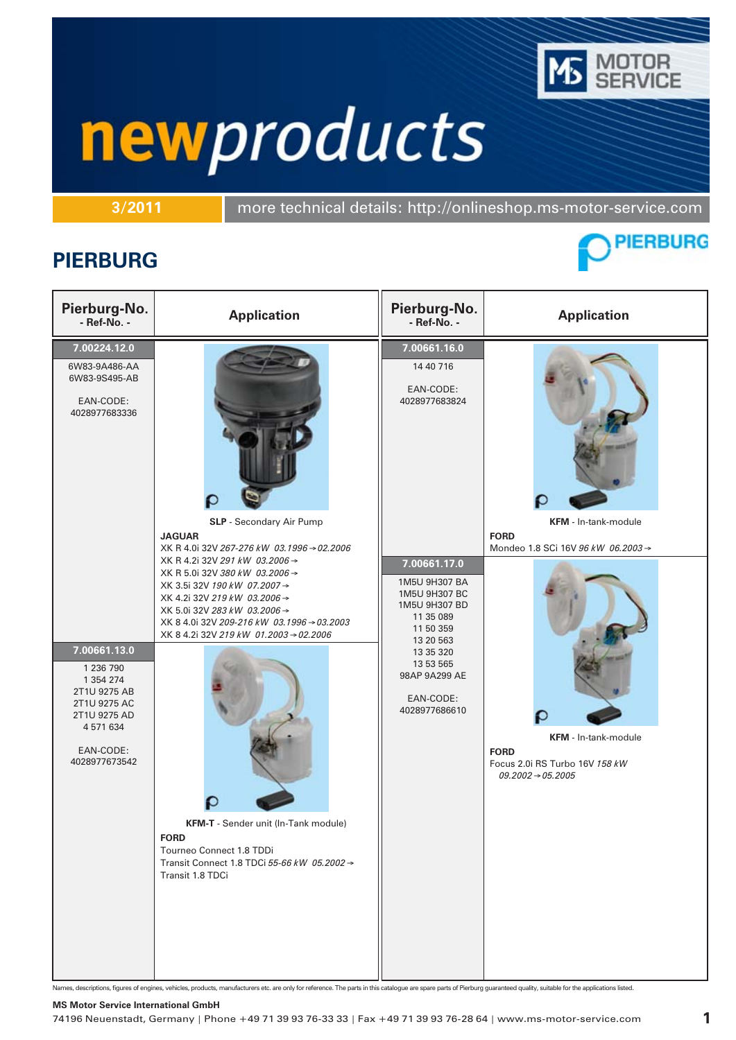# newproducts

**3/2011** | more technical details: http://onlineshop.ms-motor-service.com

MS MOTOR SERVICE

## PIERBURG

| Pierburg-No. - Ref-No. - | Application |
|---|---|
| **7.00224.12.0** 6W83-9A486-AA 6W83-9S495-AB EAN-CODE: 4028977683336 | **SLP** - Secondary Air Pump **JAGUAR** XK R 4.0i 32V *267-276 kW 03.1996→02.2006* XK R 4.2i 32V *291 kW 03.2006→* XK R 5.0i 32V *380 kW 03.2006→* XK 3.5i 32V *190 kW 07.2007→* XK 4.2i 32V *219 kW 03.2006→* XK 5.0i 32V *283 kW 03.2006→* XK 8 4.0i 32V *209-216 kW 03.1996→03.2003* XK 8 4.2i 32V *219 kW 01.2003→02.2006* |
| **7.00661.13.0** 1 236 790 1 354 274 2T1U 9275 AB 2T1U 9275 AC 2T1U 9275 AD 4 571 634 EAN-CODE: 4028977673542 | **KFM-T** - Sender unit (In-Tank module) **FORD** Tourneo Connect 1.8 TDDi Transit Connect 1.8 TDCi *55-66 kW 05.2002→* Transit 1.8 TDCi |
| **7.00661.16.0** 14 40 716 EAN-CODE: 4028977683824 | **KFM** - In-tank-module **FORD** Mondeo 1.8 SCi 16V *96 kW 06.2003→* |
| **7.00661.17.0** 1M5U 9H307 BA 1M5U 9H307 BC 1M5U 9H307 BD 11 35 089 11 50 359 13 20 563 13 35 320 13 53 565 98AP 9A299 AE EAN-CODE: 4028977686610 | **KFM** - In-tank-module **FORD** Focus 2.0i RS Turbo 16V *158 kW 09.2002→05.2005* |

Names, descriptions, figures of engines, vehicles, products, manufacturers etc. are only for reference. The parts in this catalogue are spare parts of Pierburg guaranteed quality, suitable for the applications listed.

**MS Motor Service International GmbH**
74196 Neuenstadt, Germany | Phone +49 71 39 93 76-33 33 | Fax +49 71 39 93 76-28 64 | www.ms-motor-service.com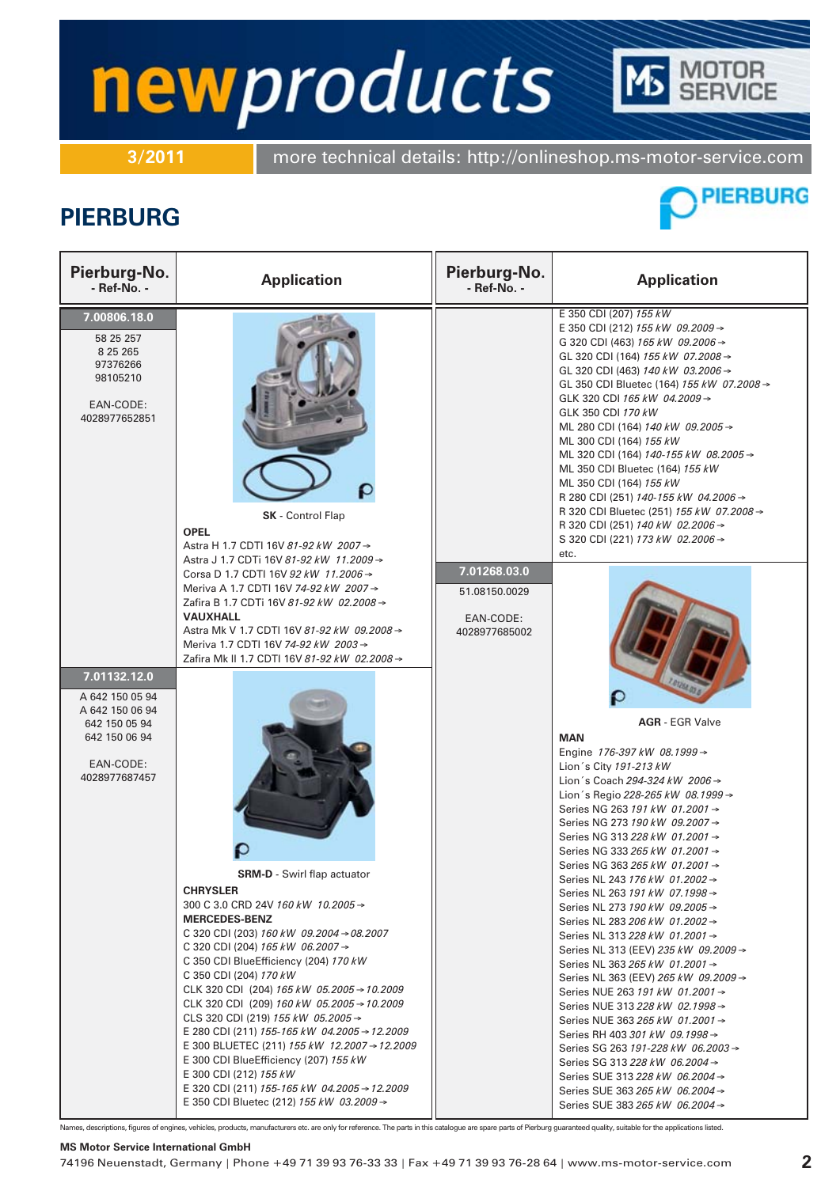# newproducts

**3/2011** more technical details: http://onlineshop.ms-motor-service.com

## PIERBURG

| Pierburg-No. - Ref-No. - | Application |
|---|---|
| **7.00806.18.0**<br>58 25 257<br>8 25 265<br>97376266<br>98105210<br><br>EAN-CODE:<br>4028977652851 | **SK** - Control Flap<br>**OPEL**<br>Astra H 1.7 CDTI 16V *81-92 kW 2007→*<br>Astra J 1.7 CDTi 16V *81-92 kW 11.2009→*<br>Corsa D 1.7 CDTI 16V *92 kW 11.2006→*<br>Meriva A 1.7 CDTI 16V *74-92 kW 2007→*<br>Zafira B 1.7 CDTi 16V *81-92 kW 02.2008→*<br>**VAUXHALL**<br>Astra Mk V 1.7 CDTI 16V *81-92 kW 09.2008→*<br>Meriva 1.7 CDTI 16V *74-92 kW 2003→*<br>Zafira Mk II 1.7 CDTI 16V *81-92 kW 02.2008→* |
| **7.01132.12.0**<br>A 642 150 05 94<br>A 642 150 06 94<br>642 150 05 94<br>642 150 06 94<br><br>EAN-CODE:<br>4028977687457 | **SRM-D** - Swirl flap actuator<br>**CHRYSLER**<br>300 C 3.0 CRD 24V *160 kW 10.2005→*<br>**MERCEDES-BENZ**<br>C 320 CDI (203) *160 kW 09.2004→08.2007*<br>C 320 CDI (204) *165 kW 06.2007→*<br>C 350 CDI BlueEfficiency (204) *170 kW*<br>C 350 CDI (204) *170 kW*<br>CLK 320 CDI (204) *165 kW 05.2005→10.2009*<br>CLK 320 CDI (209) *160 kW 05.2005→10.2009*<br>CLS 320 CDI (219) *155 kW 05.2005→*<br>E 280 CDI (211) *155-165 kW 04.2005→12.2009*<br>E 300 BLUETEC (211) *155 kW 12.2007→12.2009*<br>E 300 CDI BlueEfficiency (207) *155 kW*<br>E 300 CDI (212) *155 kW*<br>E 320 CDI (211) *155-165 kW 04.2005→12.2009*<br>E 350 CDI Bluetec (212) *155 kW 03.2009→*<br>E 350 CDI (207) *155 kW*<br>E 350 CDI (212) *155 kW 09.2009→*<br>G 320 CDI (463) *165 kW 09.2006→*<br>GL 320 CDI (164) *155 kW 07.2008→*<br>GL 320 CDI (463) *140 kW 03.2006→*<br>GL 350 CDI Bluetec (164) *155 kW 07.2008→*<br>GLK 320 CDI *165 kW 04.2009→*<br>GLK 350 CDI *170 kW*<br>ML 280 CDI (164) *140 kW 09.2005→*<br>ML 300 CDI (164) *155 kW*<br>ML 320 CDI (164) *140-155 kW 08.2005→*<br>ML 350 CDI Bluetec (164) *155 kW*<br>ML 350 CDI (164) *155 kW*<br>R 280 CDI (251) *140-155 kW 04.2006→*<br>R 320 CDI Bluetec (251) *155 kW 07.2008→*<br>R 320 CDI (251) *140 kW 02.2006→*<br>S 320 CDI (221) *173 kW 02.2006→*<br>etc. |
| **7.01268.03.0**<br>51.08150.0029<br><br>EAN-CODE:<br>4028977685002 | **AGR** - EGR Valve<br>**MAN**<br>Engine *176-397 kW 08.1999→*<br>Lion´s City *191-213 kW*<br>Lion´s Coach *294-324 kW 2006→*<br>Lion´s Regio *228-265 kW 08.1999→*<br>Series NG 263 *191 kW 01.2001→*<br>Series NG 273 *190 kW 09.2007→*<br>Series NG 313 *228 kW 01.2001→*<br>Series NG 333 *265 kW 01.2001→*<br>Series NG 363 *265 kW 01.2001→*<br>Series NL 243 *176 kW 01.2002→*<br>Series NL 263 *191 kW 07.1998→*<br>Series NL 273 *190 kW 09.2005→*<br>Series NL 283 *206 kW 01.2002→*<br>Series NL 313 *228 kW 01.2001→*<br>Series NL 313 (EEV) *235 kW 09.2009→*<br>Series NL 363 *265 kW 01.2001→*<br>Series NL 363 (EEV) *265 kW 09.2009→*<br>Series NUE 263 *191 kW 01.2001→*<br>Series NUE 313 *228 kW 02.1998→*<br>Series NUE 363 *265 kW 01.2001→*<br>Series RH 403 *301 kW 09.1998→*<br>Series SG 263 *191-228 kW 06.2003→*<br>Series SG 313 *228 kW 06.2004→*<br>Series SUE 313 *228 kW 06.2004→*<br>Series SUE 363 *265 kW 06.2004→*<br>Series SUE 383 *265 kW 06.2004→* |

Names, descriptions, figures of engines, vehicles, products, manufacturers etc. are only for reference. The parts in this catalogue are spare parts of Pierburg guaranteed quality, suitable for the applications listed.

**MS Motor Service International GmbH**
74196 Neuenstadt, Germany | Phone +49 71 39 93 76-33 33 | Fax +49 71 39 93 76-28 64 | www.ms-motor-service.com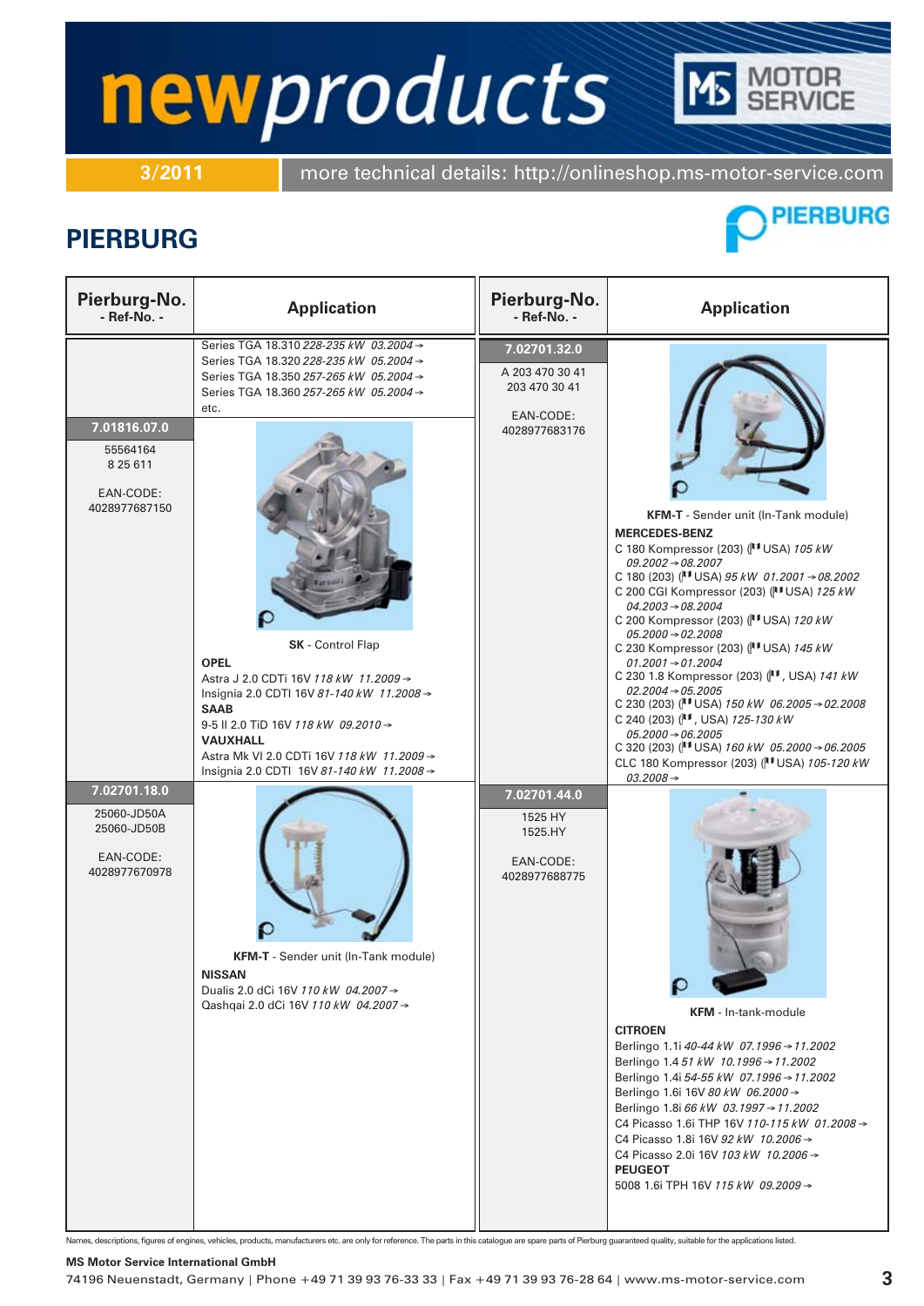# newproducts

**3/2011** more technical details: http://onlineshop.ms-motor-service.com

## PIERBURG

| Pierburg-No. - Ref-No. - | Application |
|---|---|
| | Series TGA 18.310 *228-235 kW 03.2004 →*<br>Series TGA 18.320 *228-235 kW 05.2004 →*<br>Series TGA 18.350 *257-265 kW 05.2004 →*<br>Series TGA 18.360 *257-265 kW 05.2004 →*<br>etc. |
| **7.01816.07.0**<br>55564164<br>8 25 611<br>EAN-CODE:<br>4028977687150 | **SK** - Control Flap<br>**OPEL**<br>Astra J 2.0 CDTi 16V *118 kW 11.2009 →*<br>Insignia 2.0 CDTI 16V *81-140 kW 11.2008 →*<br>**SAAB**<br>9-5 II 2.0 TiD 16V *118 kW 09.2010 →*<br>**VAUXHALL**<br>Astra Mk VI 2.0 CDTi 16V *118 kW 11.2009 →*<br>Insignia 2.0 CDTI 16V *81-140 kW 11.2008 →* |
| **7.02701.18.0**<br>25060-JD50A<br>25060-JD50B<br>EAN-CODE:<br>4028977670978 | **KFM-T** - Sender unit (In-Tank module)<br>**NISSAN**<br>Dualis 2.0 dCi 16V *110 kW 04.2007 →*<br>Qashqai 2.0 dCi 16V *110 kW 04.2007 →* |
| **7.02701.32.0**<br>A 203 470 30 41<br>203 470 30 41<br>EAN-CODE:<br>4028977683176 | **KFM-T** - Sender unit (In-Tank module)<br>**MERCEDES-BENZ**<br>C 180 Kompressor (203) (USA) *105 kW 09.2002 → 08.2007*<br>C 180 (203) (USA) *95 kW 01.2001 → 08.2002*<br>C 200 CGI Kompressor (203) (USA) *125 kW 04.2003 → 08.2004*<br>C 200 Kompressor (203) (USA) *120 kW 05.2000 → 02.2008*<br>C 230 Kompressor (203) (USA) *145 kW 01.2001 → 01.2004*<br>C 230 1.8 Kompressor (203) (, USA) *141 kW 02.2004 → 05.2005*<br>C 230 (203) (USA) *150 kW 06.2005 → 02.2008*<br>C 240 (203) (, USA) *125-130 kW 05.2000 → 06.2005*<br>C 320 (203) (USA) *160 kW 05.2000 → 06.2005*<br>CLC 180 Kompressor (203) (USA) *105-120 kW 03.2008 →* |
| **7.02701.44.0**<br>1525 HY<br>1525.HY<br>EAN-CODE:<br>4028977688775 | **KFM** - In-tank-module<br>**CITROEN**<br>Berlingo 1.1i *40-44 kW 07.1996 → 11.2002*<br>Berlingo 1.4 *51 kW 10.1996 → 11.2002*<br>Berlingo 1.4i *54-55 kW 07.1996 → 11.2002*<br>Berlingo 1.6i 16V *80 kW 06.2000 →*<br>Berlingo 1.8i *66 kW 03.1997 → 11.2002*<br>C4 Picasso 1.6i THP 16V *110-115 kW 01.2008 →*<br>C4 Picasso 1.8i 16V *92 kW 10.2006 →*<br>C4 Picasso 2.0i 16V *103 kW 10.2006 →*<br>**PEUGEOT**<br>5008 1.6i TPH 16V *115 kW 09.2009 →* |

Names, descriptions, figures of engines, vehicles, products, manufacturers etc. are only for reference. The parts in this catalogue are spare parts of Pierburg guaranteed quality, suitable for the applications listed.

**MS Motor Service International GmbH**
74196 Neuenstadt, Germany | Phone +49 71 39 93 76-33 33 | Fax +49 71 39 93 76-28 64 | www.ms-motor-service.com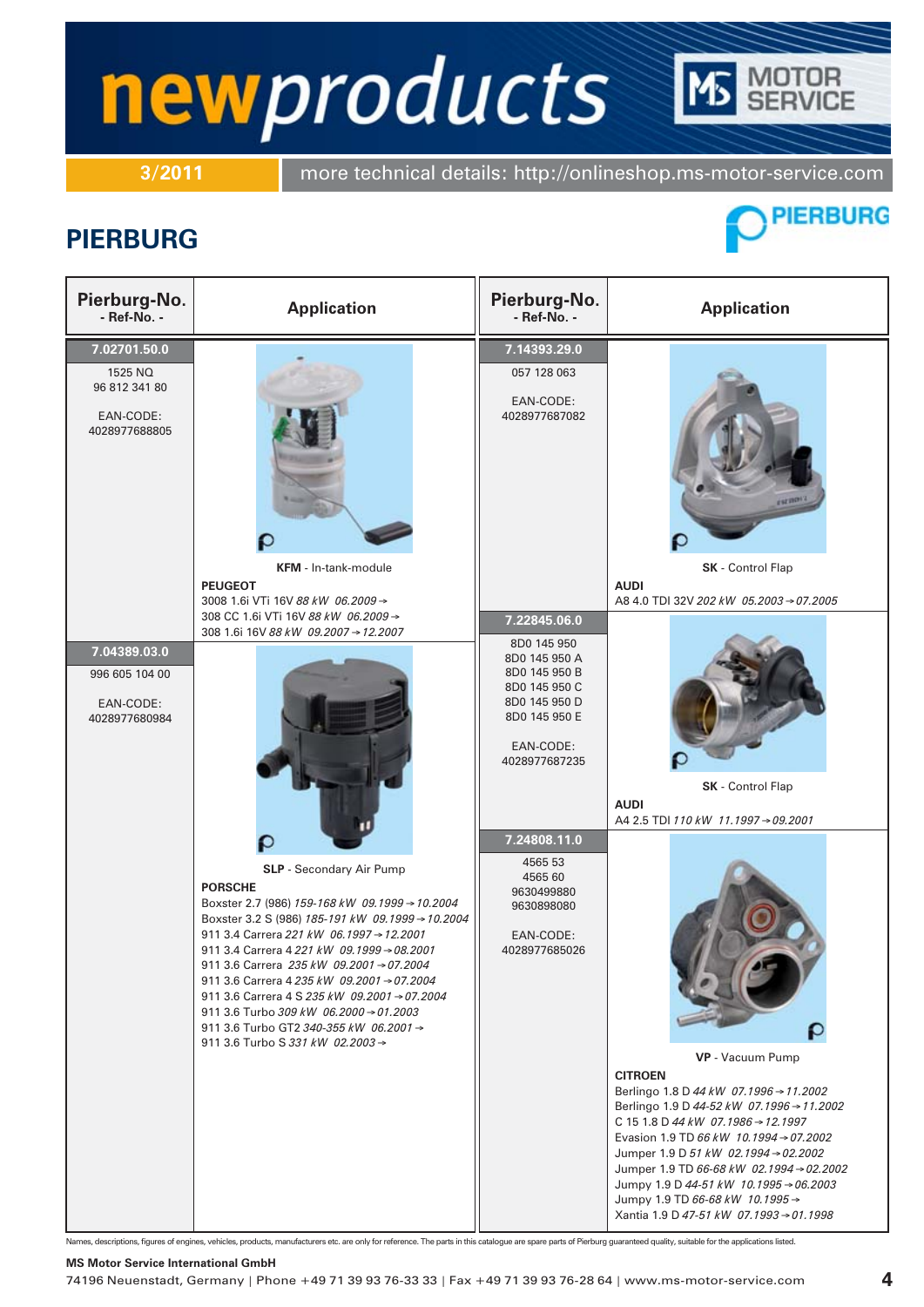# newproducts

**3/2011** more technical details: http://onlineshop.ms-motor-service.com

## PIERBURG

| Pierburg-No. - Ref-No. - | Application |
|---|---|
| **7.02701.50.0**<br>1525 NQ<br>96 812 341 80<br><br>EAN-CODE:<br>4028977688805 | **KFM** - In-tank-module<br>**PEUGEOT**<br>3008 1.6i VTi 16V *88 kW 06.2009 →*<br>308 CC 1.6i VTi 16V *88 kW 06.2009 →*<br>308 1.6i 16V *88 kW 09.2007 → 12.2007* |
| **7.04389.03.0**<br>996 605 104 00<br><br>EAN-CODE:<br>4028977680984 | **SLP** - Secondary Air Pump<br>**PORSCHE**<br>Boxster 2.7 (986) *159-168 kW 09.1999 → 10.2004*<br>Boxster 3.2 S (986) *185-191 kW 09.1999 → 10.2004*<br>911 3.4 Carrera *221 kW 06.1997 → 12.2001*<br>911 3.4 Carrera 4 *221 kW 09.1999 → 08.2001*<br>911 3.6 Carrera *235 kW 09.2001 → 07.2004*<br>911 3.6 Carrera 4 *235 kW 09.2001 → 07.2004*<br>911 3.6 Carrera 4 S *235 kW 09.2001 → 07.2004*<br>911 3.6 Turbo *309 kW 06.2000 → 01.2003*<br>911 3.6 Turbo GT2 *340-355 kW 06.2001 →*<br>911 3.6 Turbo S *331 kW 02.2003 →* |
| **7.14393.29.0**<br>057 128 063<br><br>EAN-CODE:<br>4028977687082 | **SK** - Control Flap<br>**AUDI**<br>A8 4.0 TDI 32V *202 kW 05.2003 → 07.2005* |
| **7.22845.06.0**<br>8D0 145 950<br>8D0 145 950 A<br>8D0 145 950 B<br>8D0 145 950 C<br>8D0 145 950 D<br>8D0 145 950 E<br><br>EAN-CODE:<br>4028977687235 | **SK** - Control Flap<br>**AUDI**<br>A4 2.5 TDI *110 kW 11.1997 → 09.2001* |
| **7.24808.11.0**<br>4565 53<br>4565 60<br>9630499880<br>9630898080<br><br>EAN-CODE:<br>4028977685026 | **VP** - Vacuum Pump<br>**CITROEN**<br>Berlingo 1.8 D *44 kW 07.1996 → 11.2002*<br>Berlingo 1.9 D *44-52 kW 07.1996 → 11.2002*<br>C 15 1.8 D *44 kW 07.1986 → 12.1997*<br>Evasion 1.9 TD *66 kW 10.1994 → 07.2002*<br>Jumper 1.9 D *51 kW 02.1994 → 02.2002*<br>Jumper 1.9 TD *66-68 kW 02.1994 → 02.2002*<br>Jumpy 1.9 D *44-51 kW 10.1995 → 06.2003*<br>Jumpy 1.9 TD *66-68 kW 10.1995 →*<br>Xantia 1.9 D *47-51 kW 07.1993 → 01.1998* |

Names, descriptions, figures of engines, vehicles, products, manufacturers etc. are only for reference. The parts in this catalogue are spare parts of Pierburg guaranteed quality, suitable for the applications listed.

**MS Motor Service International GmbH**
74196 Neuenstadt, Germany | Phone +49 71 39 93 76-33 33 | Fax +49 71 39 93 76-28 64 | www.ms-motor-service.com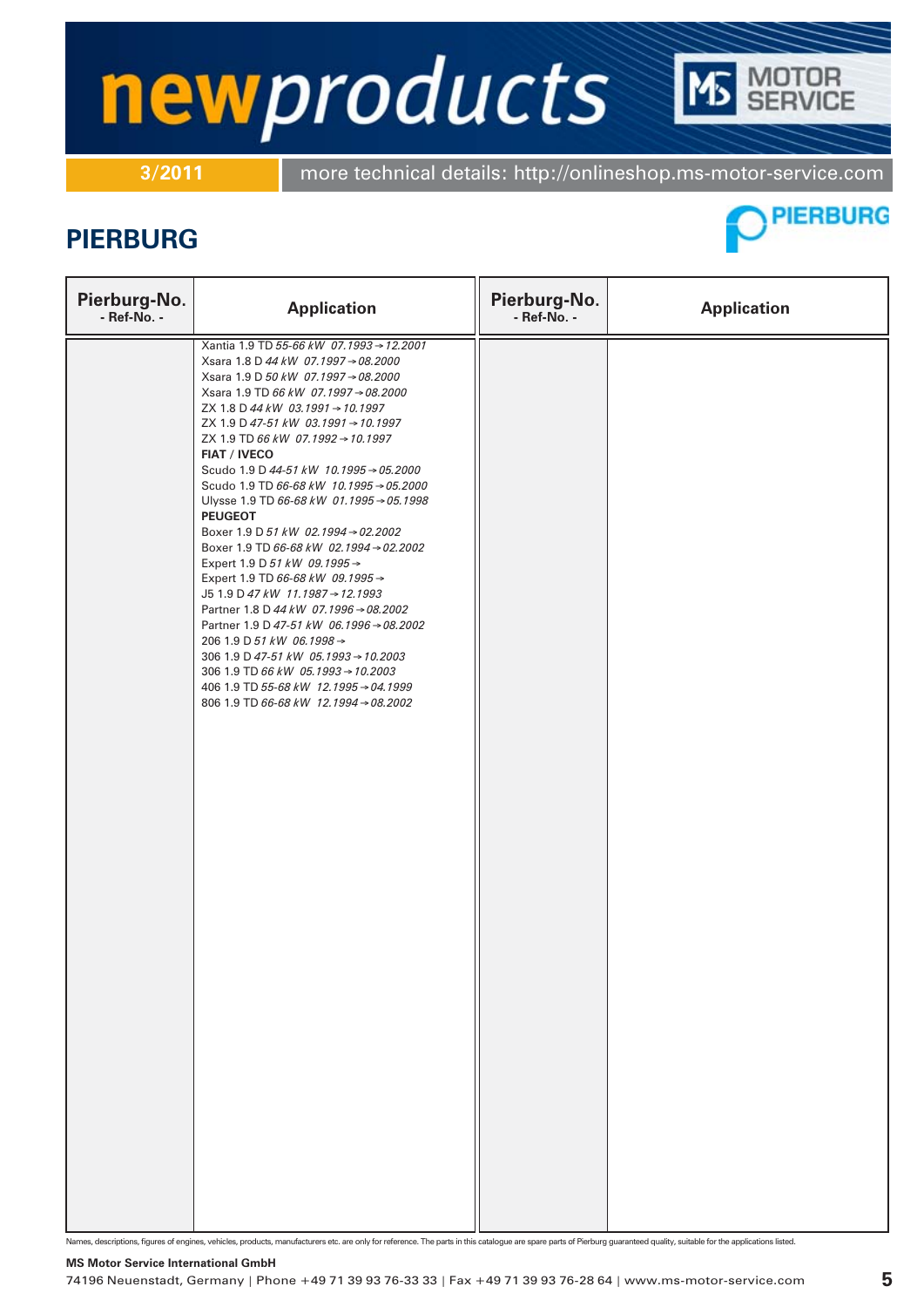# newproducts

3/2011 | more technical details: http://onlineshop.ms-motor-service.com

## PIERBURG

| Pierburg-No. - Ref-No. - | Application | Pierburg-No. - Ref-No. - | Application |
|---|---|---|---|
| | Xantia 1.9 TD *55-66 kW 07.1993 → 12.2001*<br>Xsara 1.8 D *44 kW 07.1997 → 08.2000*<br>Xsara 1.9 D *50 kW 07.1997 → 08.2000*<br>Xsara 1.9 TD *66 kW 07.1997 → 08.2000*<br>ZX 1.8 D *44 kW 03.1991 → 10.1997*<br>ZX 1.9 D *47-51 kW 03.1991 → 10.1997*<br>ZX 1.9 TD *66 kW 07.1992 → 10.1997*<br>**FIAT / IVECO**<br>Scudo 1.9 D *44-51 kW 10.1995 → 05.2000*<br>Scudo 1.9 TD *66-68 kW 10.1995 → 05.2000*<br>Ulysse 1.9 TD *66-68 kW 01.1995 → 05.1998*<br>**PEUGEOT**<br>Boxer 1.9 D *51 kW 02.1994 → 02.2002*<br>Boxer 1.9 TD *66-68 kW 02.1994 → 02.2002*<br>Expert 1.9 D *51 kW 09.1995 →*<br>Expert 1.9 TD *66-68 kW 09.1995 →*<br>J5 1.9 D *47 kW 11.1987 → 12.1993*<br>Partner 1.8 D *44 kW 07.1996 → 08.2002*<br>Partner 1.9 D *47-51 kW 06.1996 → 08.2002*<br>206 1.9 D *51 kW 06.1998 →*<br>306 1.9 D *47-51 kW 05.1993 → 10.2003*<br>306 1.9 TD *66 kW 05.1993 → 10.2003*<br>406 1.9 TD *55-68 kW 12.1995 → 04.1999*<br>806 1.9 TD *66-68 kW 12.1994 → 08.2002* | | |

Names, descriptions, figures of engines, vehicles, products, manufacturers etc. are only for reference. The parts in this catalogue are spare parts of Pierburg guaranteed quality, suitable for the applications listed.

**MS Motor Service International GmbH**
74196 Neuenstadt, Germany | Phone +49 71 39 93 76-33 33 | Fax +49 71 39 93 76-28 64 | www.ms-motor-service.com